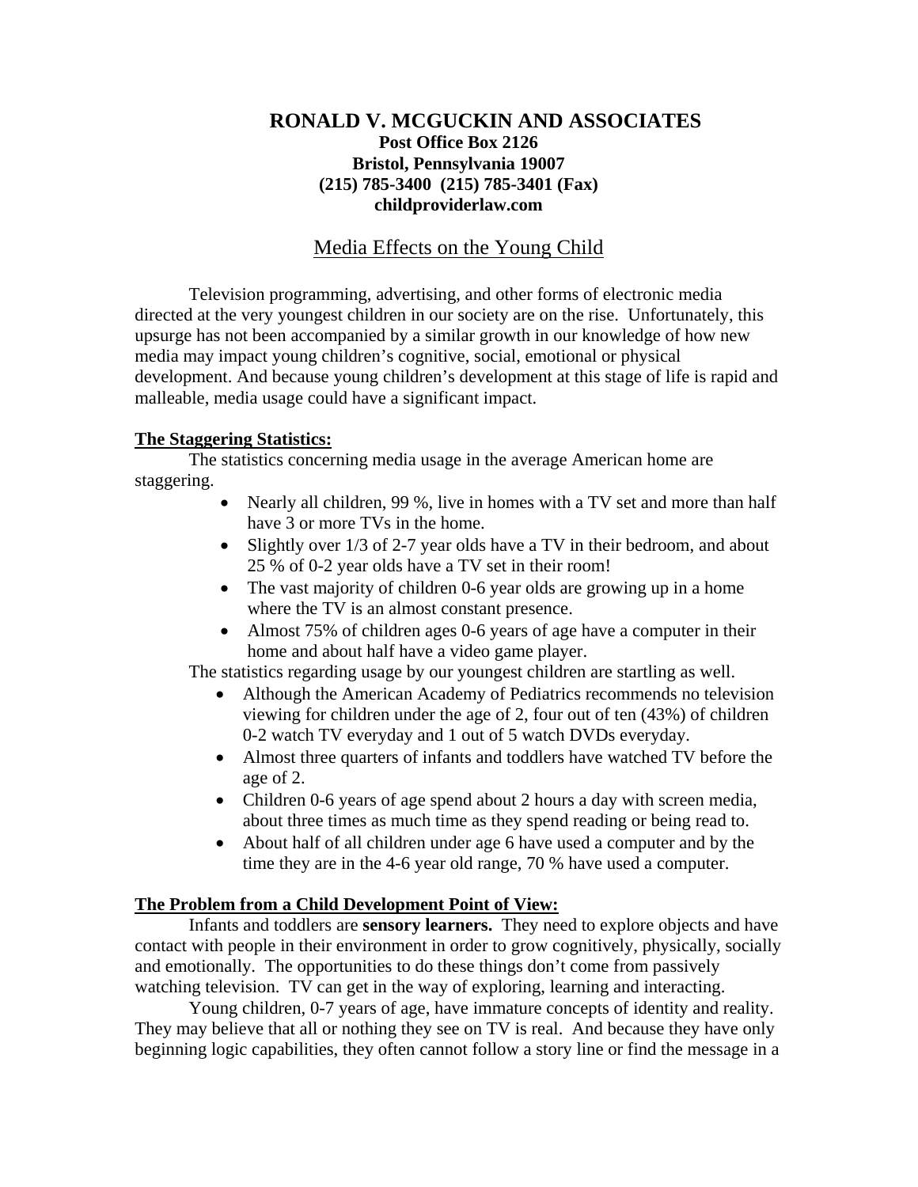# RONALD V. MCGUCKIN AND ASSOCIATES

**Post Office Box 2126**
**Bristol, Pennsylvania 19007**
**(215) 785-3400 (215) 785-3401 (Fax)**
**childproviderlaw.com**

## Media Effects on the Young Child

Television programming, advertising, and other forms of electronic media directed at the very youngest children in our society are on the rise. Unfortunately, this upsurge has not been accompanied by a similar growth in our knowledge of how new media may impact young children's cognitive, social, emotional or physical development. And because young children's development at this stage of life is rapid and malleable, media usage could have a significant impact.

**The Staggering Statistics:**

The statistics concerning media usage in the average American home are staggering.

- Nearly all children, 99 %, live in homes with a TV set and more than half have 3 or more TVs in the home.
- Slightly over 1/3 of 2-7 year olds have a TV in their bedroom, and about 25 % of 0-2 year olds have a TV set in their room!
- The vast majority of children 0-6 year olds are growing up in a home where the TV is an almost constant presence.
- Almost 75% of children ages 0-6 years of age have a computer in their home and about half have a video game player.

The statistics regarding usage by our youngest children are startling as well.

- Although the American Academy of Pediatrics recommends no television viewing for children under the age of 2, four out of ten (43%) of children 0-2 watch TV everyday and 1 out of 5 watch DVDs everyday.
- Almost three quarters of infants and toddlers have watched TV before the age of 2.
- Children 0-6 years of age spend about 2 hours a day with screen media, about three times as much time as they spend reading or being read to.
- About half of all children under age 6 have used a computer and by the time they are in the 4-6 year old range, 70 % have used a computer.

**The Problem from a Child Development Point of View:**

Infants and toddlers are **sensory learners.** They need to explore objects and have contact with people in their environment in order to grow cognitively, physically, socially and emotionally. The opportunities to do these things don't come from passively watching television. TV can get in the way of exploring, learning and interacting.

Young children, 0-7 years of age, have immature concepts of identity and reality. They may believe that all or nothing they see on TV is real. And because they have only beginning logic capabilities, they often cannot follow a story line or find the message in a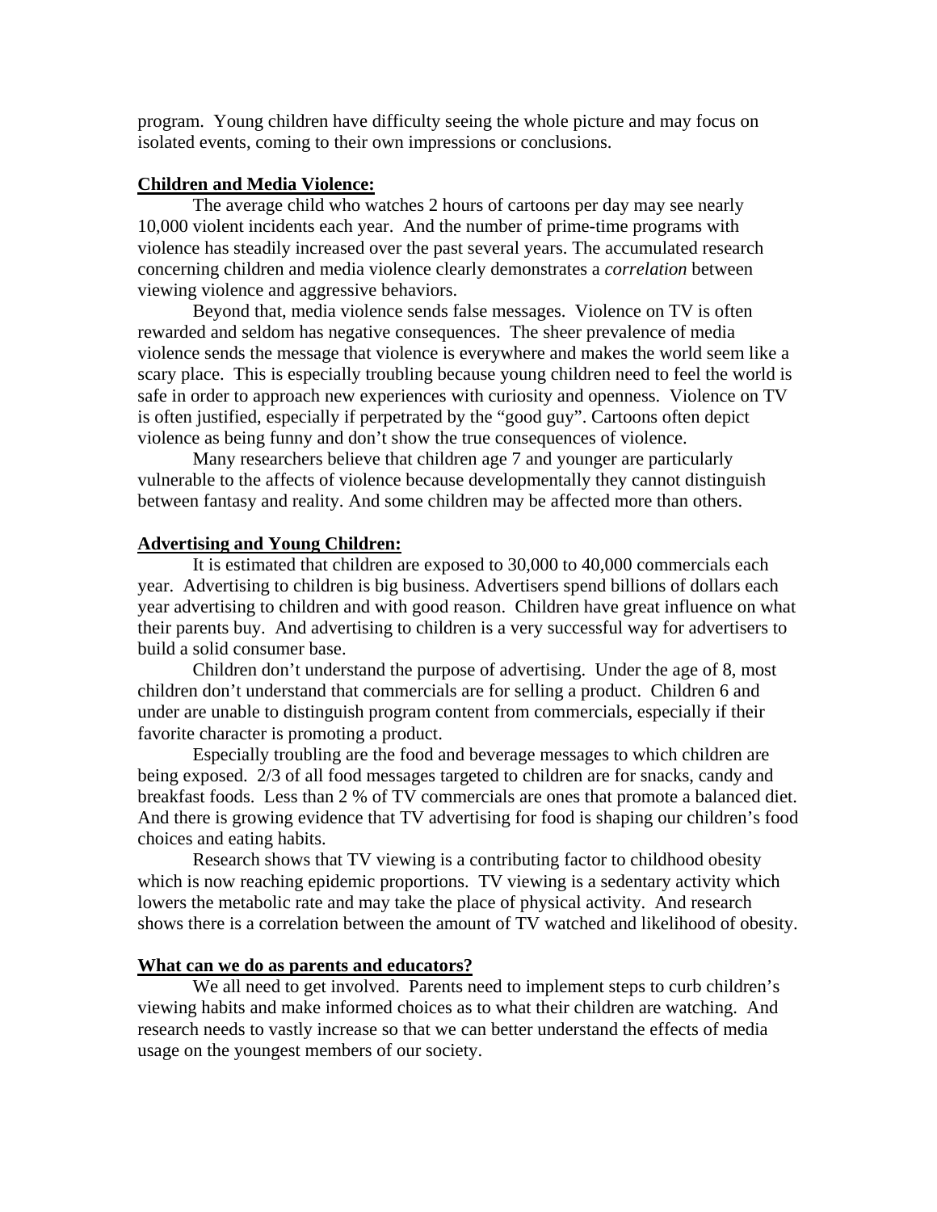program. Young children have difficulty seeing the whole picture and may focus on isolated events, coming to their own impressions or conclusions.

**Children and Media Violence:**

The average child who watches 2 hours of cartoons per day may see nearly 10,000 violent incidents each year. And the number of prime-time programs with violence has steadily increased over the past several years. The accumulated research concerning children and media violence clearly demonstrates a *correlation* between viewing violence and aggressive behaviors.

Beyond that, media violence sends false messages. Violence on TV is often rewarded and seldom has negative consequences. The sheer prevalence of media violence sends the message that violence is everywhere and makes the world seem like a scary place. This is especially troubling because young children need to feel the world is safe in order to approach new experiences with curiosity and openness. Violence on TV is often justified, especially if perpetrated by the "good guy". Cartoons often depict violence as being funny and don't show the true consequences of violence.

Many researchers believe that children age 7 and younger are particularly vulnerable to the affects of violence because developmentally they cannot distinguish between fantasy and reality. And some children may be affected more than others.

**Advertising and Young Children:**

It is estimated that children are exposed to 30,000 to 40,000 commercials each year. Advertising to children is big business. Advertisers spend billions of dollars each year advertising to children and with good reason. Children have great influence on what their parents buy. And advertising to children is a very successful way for advertisers to build a solid consumer base.

Children don't understand the purpose of advertising. Under the age of 8, most children don't understand that commercials are for selling a product. Children 6 and under are unable to distinguish program content from commercials, especially if their favorite character is promoting a product.

Especially troubling are the food and beverage messages to which children are being exposed. 2/3 of all food messages targeted to children are for snacks, candy and breakfast foods. Less than 2 % of TV commercials are ones that promote a balanced diet. And there is growing evidence that TV advertising for food is shaping our children's food choices and eating habits.

Research shows that TV viewing is a contributing factor to childhood obesity which is now reaching epidemic proportions. TV viewing is a sedentary activity which lowers the metabolic rate and may take the place of physical activity. And research shows there is a correlation between the amount of TV watched and likelihood of obesity.

**What can we do as parents and educators?**

We all need to get involved. Parents need to implement steps to curb children's viewing habits and make informed choices as to what their children are watching. And research needs to vastly increase so that we can better understand the effects of media usage on the youngest members of our society.